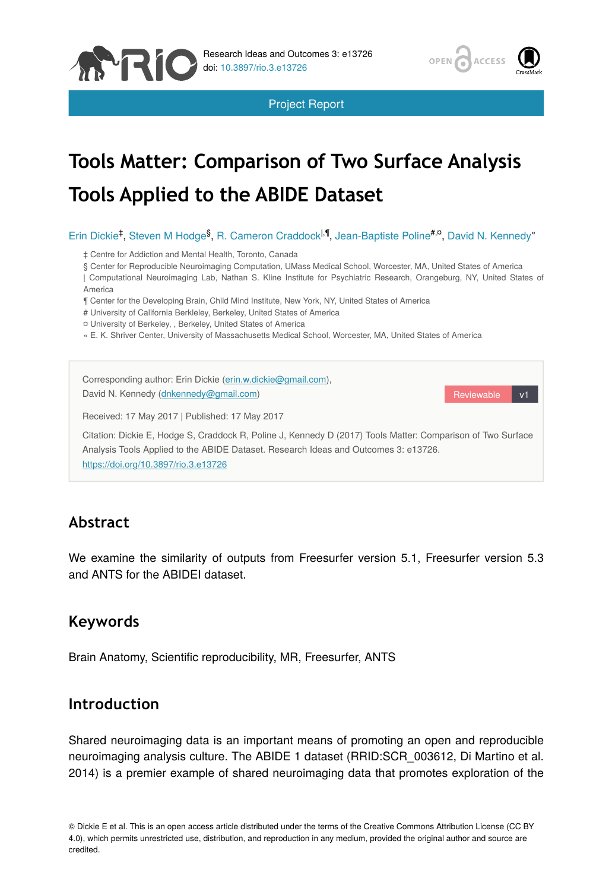Project Report

# Tools Matter: Comparison of Two Surface Analysis Tools Applied to the ABIDE Dataset

Erin Dickie[‡], Steven M Hodge[§], R. Cameron Craddock[|,¶], Jean-Baptiste Poline[#,¤], David N. Kennedy[«]

‡ Centre for Addiction and Mental Health, Toronto, Canada
§ Center for Reproducible Neuroimaging Computation, UMass Medical School, Worcester, MA, United States of America
| Computational Neuroimaging Lab, Nathan S. Kline Institute for Psychiatric Research, Orangeburg, NY, United States of America
¶ Center for the Developing Brain, Child Mind Institute, New York, NY, United States of America
# University of California Berkleley, Berkeley, United States of America
¤ University of Berkeley, , Berkeley, United States of America
« E. K. Shriver Center, University of Massachusetts Medical School, Worcester, MA, United States of America

Corresponding author: Erin Dickie (erin.w.dickie@gmail.com), David N. Kennedy (dnkennedy@gmail.com)

Reviewable v1

Received: 17 May 2017 | Published: 17 May 2017

Citation: Dickie E, Hodge S, Craddock R, Poline J, Kennedy D (2017) Tools Matter: Comparison of Two Surface Analysis Tools Applied to the ABIDE Dataset. Research Ideas and Outcomes 3: e13726. https://doi.org/10.3897/rio.3.e13726

## Abstract

We examine the similarity of outputs from Freesurfer version 5.1, Freesurfer version 5.3 and ANTS for the ABIDEI dataset.

## Keywords

Brain Anatomy, Scientific reproducibility, MR, Freesurfer, ANTS

## Introduction

Shared neuroimaging data is an important means of promoting an open and reproducible neuroimaging analysis culture. The ABIDE 1 dataset (RRID:SCR_003612, Di Martino et al. 2014) is a premier example of shared neuroimaging data that promotes exploration of the

© Dickie E et al. This is an open access article distributed under the terms of the Creative Commons Attribution License (CC BY 4.0), which permits unrestricted use, distribution, and reproduction in any medium, provided the original author and source are credited.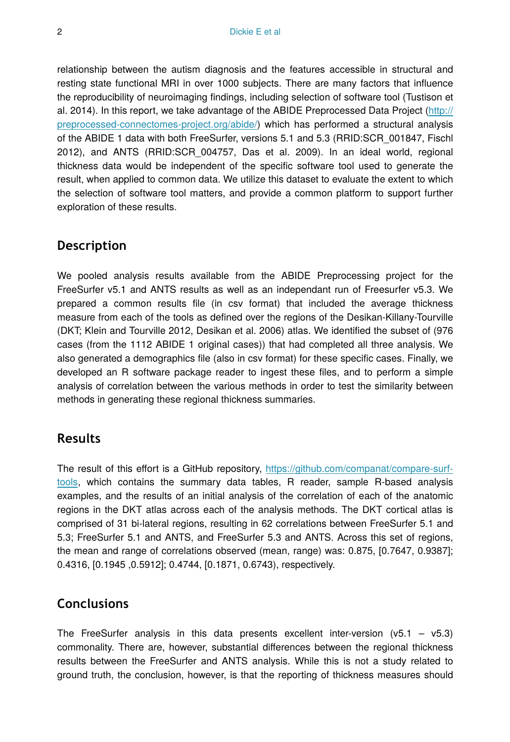relationship between the autism diagnosis and the features accessible in structural and resting state functional MRI in over 1000 subjects. There are many factors that influence the reproducibility of neuroimaging findings, including selection of software tool (Tustison et al. 2014). In this report, we take advantage of the ABIDE Preprocessed Data Project (http://preprocessed-connectomes-project.org/abide/) which has performed a structural analysis of the ABIDE 1 data with both FreeSurfer, versions 5.1 and 5.3 (RRID:SCR_001847, Fischl 2012), and ANTS (RRID:SCR_004757, Das et al. 2009). In an ideal world, regional thickness data would be independent of the specific software tool used to generate the result, when applied to common data. We utilize this dataset to evaluate the extent to which the selection of software tool matters, and provide a common platform to support further exploration of these results.

## Description

We pooled analysis results available from the ABIDE Preprocessing project for the FreeSurfer v5.1 and ANTS results as well as an independant run of Freesurfer v5.3. We prepared a common results file (in csv format) that included the average thickness measure from each of the tools as defined over the regions of the Desikan-Killany-Tourville (DKT; Klein and Tourville 2012, Desikan et al. 2006) atlas. We identified the subset of (976 cases (from the 1112 ABIDE 1 original cases)) that had completed all three analysis. We also generated a demographics file (also in csv format) for these specific cases. Finally, we developed an R software package reader to ingest these files, and to perform a simple analysis of correlation between the various methods in order to test the similarity between methods in generating these regional thickness summaries.

## Results

The result of this effort is a GitHub repository, https://github.com/companat/compare-surf-tools, which contains the summary data tables, R reader, sample R-based analysis examples, and the results of an initial analysis of the correlation of each of the anatomic regions in the DKT atlas across each of the analysis methods. The DKT cortical atlas is comprised of 31 bi-lateral regions, resulting in 62 correlations between FreeSurfer 5.1 and 5.3; FreeSurfer 5.1 and ANTS, and FreeSurfer 5.3 and ANTS. Across this set of regions, the mean and range of correlations observed (mean, range) was: 0.875, [0.7647, 0.9387]; 0.4316, [0.1945 ,0.5912]; 0.4744, [0.1871, 0.6743), respectively.

## Conclusions

The FreeSurfer analysis in this data presents excellent inter-version (v5.1 – v5.3) commonality. There are, however, substantial differences between the regional thickness results between the FreeSurfer and ANTS analysis. While this is not a study related to ground truth, the conclusion, however, is that the reporting of thickness measures should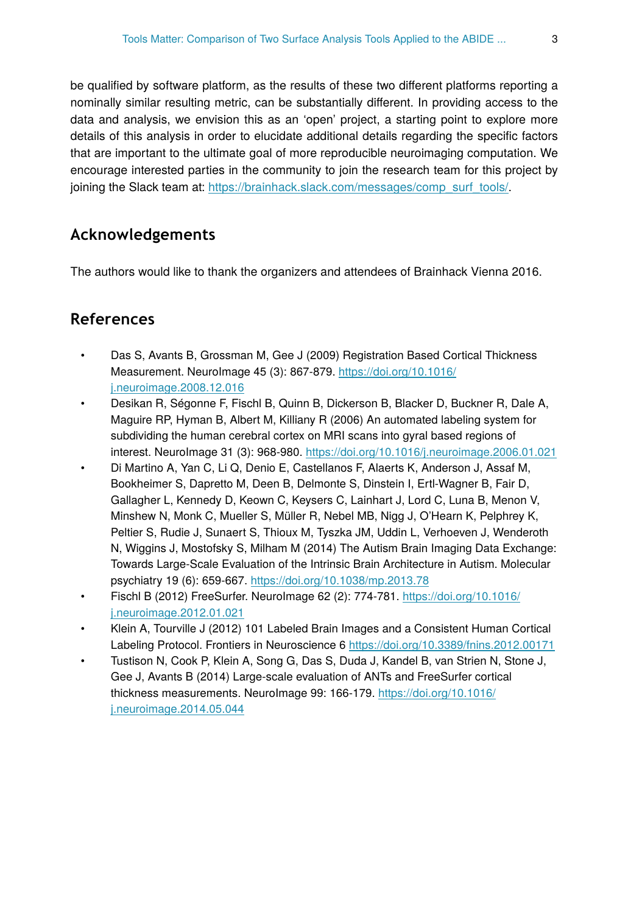be qualified by software platform, as the results of these two different platforms reporting a nominally similar resulting metric, can be substantially different. In providing access to the data and analysis, we envision this as an 'open' project, a starting point to explore more details of this analysis in order to elucidate additional details regarding the specific factors that are important to the ultimate goal of more reproducible neuroimaging computation. We encourage interested parties in the community to join the research team for this project by joining the Slack team at: https://brainhack.slack.com/messages/comp_surf_tools/.

## Acknowledgements

The authors would like to thank the organizers and attendees of Brainhack Vienna 2016.

## References

- Das S, Avants B, Grossman M, Gee J (2009) Registration Based Cortical Thickness Measurement. NeuroImage 45 (3): 867-879. https://doi.org/10.1016/j.neuroimage.2008.12.016
- Desikan R, Ségonne F, Fischl B, Quinn B, Dickerson B, Blacker D, Buckner R, Dale A, Maguire RP, Hyman B, Albert M, Killiany R (2006) An automated labeling system for subdividing the human cerebral cortex on MRI scans into gyral based regions of interest. NeuroImage 31 (3): 968-980. https://doi.org/10.1016/j.neuroimage.2006.01.021
- Di Martino A, Yan C, Li Q, Denio E, Castellanos F, Alaerts K, Anderson J, Assaf M, Bookheimer S, Dapretto M, Deen B, Delmonte S, Dinstein I, Ertl-Wagner B, Fair D, Gallagher L, Kennedy D, Keown C, Keysers C, Lainhart J, Lord C, Luna B, Menon V, Minshew N, Monk C, Mueller S, Müller R, Nebel MB, Nigg J, O'Hearn K, Pelphrey K, Peltier S, Rudie J, Sunaert S, Thioux M, Tyszka JM, Uddin L, Verhoeven J, Wenderoth N, Wiggins J, Mostofsky S, Milham M (2014) The Autism Brain Imaging Data Exchange: Towards Large-Scale Evaluation of the Intrinsic Brain Architecture in Autism. Molecular psychiatry 19 (6): 659-667. https://doi.org/10.1038/mp.2013.78
- Fischl B (2012) FreeSurfer. NeuroImage 62 (2): 774-781. https://doi.org/10.1016/j.neuroimage.2012.01.021
- Klein A, Tourville J (2012) 101 Labeled Brain Images and a Consistent Human Cortical Labeling Protocol. Frontiers in Neuroscience 6 https://doi.org/10.3389/fnins.2012.00171
- Tustison N, Cook P, Klein A, Song G, Das S, Duda J, Kandel B, van Strien N, Stone J, Gee J, Avants B (2014) Large-scale evaluation of ANTs and FreeSurfer cortical thickness measurements. NeuroImage 99: 166-179. https://doi.org/10.1016/j.neuroimage.2014.05.044